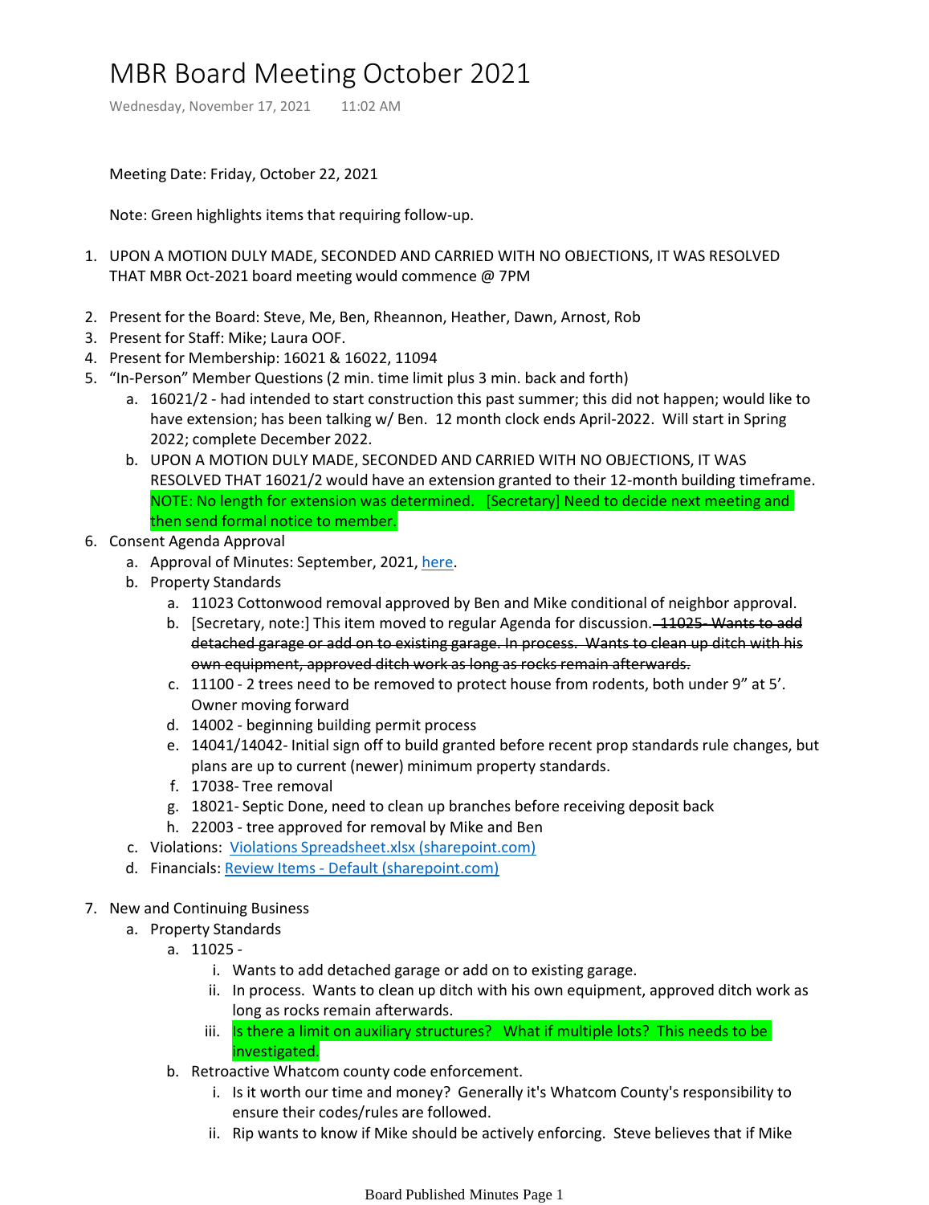# MBR Board Meeting October 2021

Wednesday, November 17, 2021 11:02 AM

Meeting Date: Friday, October 22, 2021

Note: Green highlights items that requiring follow-up.

1. UPON A MOTION DULY MADE, SECONDED AND CARRIED WITH NO OBJECTIONS, IT WAS RESOLVED THAT MBR Oct-2021 board meeting would commence @ 7PM
2. Present for the Board: Steve, Me, Ben, Rheannon, Heather, Dawn, Arnost, Rob
3. Present for Staff: Mike; Laura OOF.
4. Present for Membership: 16021 & 16022, 11094
5. "In-Person" Member Questions (2 min. time limit plus 3 min. back and forth)
   a. 16021/2 - had intended to start construction this past summer; this did not happen; would like to have extension; has been talking w/ Ben. 12 month clock ends April-2022. Will start in Spring 2022; complete December 2022.
   b. UPON A MOTION DULY MADE, SECONDED AND CARRIED WITH NO OBJECTIONS, IT WAS RESOLVED THAT 16021/2 would have an extension granted to their 12-month building timeframe. NOTE: No length for extension was determined. [Secretary] Need to decide next meeting and then send formal notice to member.
6. Consent Agenda Approval
   a. Approval of Minutes: September, 2021, here.
   b. Property Standards
      a. 11023 Cottonwood removal approved by Ben and Mike conditional of neighbor approval.
      b. [Secretary, note:] This item moved to regular Agenda for discussion. ~~11025- Wants to add detached garage or add on to existing garage. In process. Wants to clean up ditch with his own equipment, approved ditch work as long as rocks remain afterwards.~~
      c. 11100 - 2 trees need to be removed to protect house from rodents, both under 9" at 5'. Owner moving forward
      d. 14002 - beginning building permit process
      e. 14041/14042- Initial sign off to build granted before recent prop standards rule changes, but plans are up to current (newer) minimum property standards.
      f. 17038- Tree removal
      g. 18021- Septic Done, need to clean up branches before receiving deposit back
      h. 22003 - tree approved for removal by Mike and Ben
   c. Violations: Violations Spreadsheet.xlsx (sharepoint.com)
   d. Financials: Review Items - Default (sharepoint.com)
7. New and Continuing Business
   a. Property Standards
      a. 11025 -
         i. Wants to add detached garage or add on to existing garage.
         ii. In process. Wants to clean up ditch with his own equipment, approved ditch work as long as rocks remain afterwards.
         iii. Is there a limit on auxiliary structures? What if multiple lots? This needs to be investigated.
      b. Retroactive Whatcom county code enforcement.
         i. Is it worth our time and money? Generally it's Whatcom County's responsibility to ensure their codes/rules are followed.
         ii. Rip wants to know if Mike should be actively enforcing. Steve believes that if Mike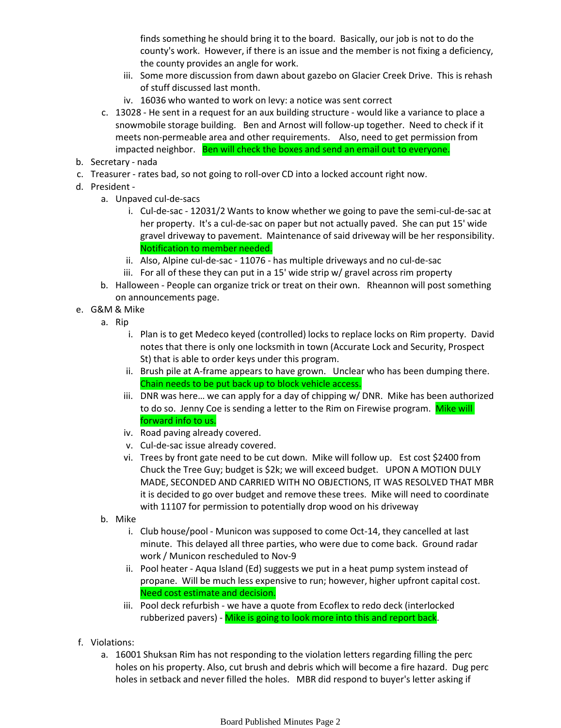finds something he should bring it to the board. Basically, our job is not to do the county's work. However, if there is an issue and the member is not fixing a deficiency, the county provides an angle for work.

   iii. Some more discussion from dawn about gazebo on Glacier Creek Drive. This is rehash of stuff discussed last month.

   iv. 16036 who wanted to work on levy: a notice was sent correct

c. 13028 - He sent in a request for an aux building structure - would like a variance to place a snowmobile storage building. Ben and Arnost will follow-up together. Need to check if it meets non-permeable area and other requirements. Also, need to get permission from impacted neighbor. Ben will check the boxes and send an email out to everyone.

b. Secretary - nada

c. Treasurer - rates bad, so not going to roll-over CD into a locked account right now.

d. President -

   a. Unpaved cul-de-sacs

      i. Cul-de-sac - 12031/2 Wants to know whether we going to pave the semi-cul-de-sac at her property. It's a cul-de-sac on paper but not actually paved. She can put 15' wide gravel driveway to pavement. Maintenance of said driveway will be her responsibility. Notification to member needed.

      ii. Also, Alpine cul-de-sac - 11076 - has multiple driveways and no cul-de-sac

      iii. For all of these they can put in a 15' wide strip w/ gravel across rim property

   b. Halloween - People can organize trick or treat on their own. Rheannon will post something on announcements page.

e. G&M & Mike

   a. Rip

      i. Plan is to get Medeco keyed (controlled) locks to replace locks on Rim property. David notes that there is only one locksmith in town (Accurate Lock and Security, Prospect St) that is able to order keys under this program.

      ii. Brush pile at A-frame appears to have grown. Unclear who has been dumping there. Chain needs to be put back up to block vehicle access.

      iii. DNR was here… we can apply for a day of chipping w/ DNR. Mike has been authorized to do so. Jenny Coe is sending a letter to the Rim on Firewise program. Mike will forward info to us.

      iv. Road paving already covered.

      v. Cul-de-sac issue already covered.

      vi. Trees by front gate need to be cut down. Mike will follow up. Est cost $2400 from Chuck the Tree Guy; budget is $2k; we will exceed budget. UPON A MOTION DULY MADE, SECONDED AND CARRIED WITH NO OBJECTIONS, IT WAS RESOLVED THAT MBR it is decided to go over budget and remove these trees. Mike will need to coordinate with 11107 for permission to potentially drop wood on his driveway

   b. Mike

      i. Club house/pool - Municon was supposed to come Oct-14, they cancelled at last minute. This delayed all three parties, who were due to come back. Ground radar work / Municon rescheduled to Nov-9

      ii. Pool heater - Aqua Island (Ed) suggests we put in a heat pump system instead of propane. Will be much less expensive to run; however, higher upfront capital cost. Need cost estimate and decision.

      iii. Pool deck refurbish - we have a quote from Ecoflex to redo deck (interlocked rubberized pavers) - Mike is going to look more into this and report back.

f. Violations:

   a. 16001 Shuksan Rim has not responding to the violation letters regarding filling the perc holes on his property. Also, cut brush and debris which will become a fire hazard. Dug perc holes in setback and never filled the holes. MBR did respond to buyer's letter asking if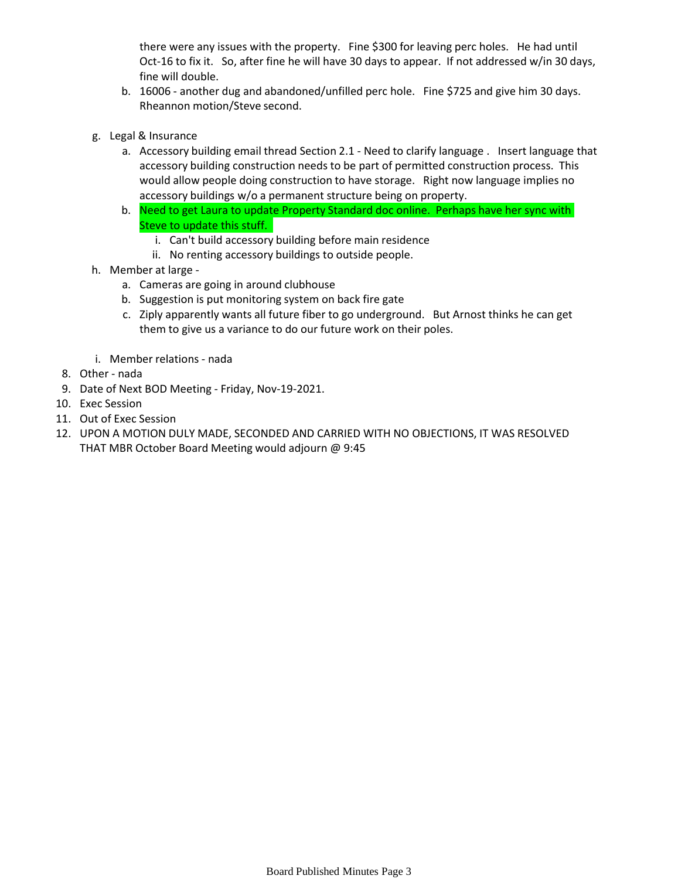there were any issues with the property. Fine $300 for leaving perc holes. He had until Oct-16 to fix it. So, after fine he will have 30 days to appear. If not addressed w/in 30 days, fine will double.

b. 16006 - another dug and abandoned/unfilled perc hole. Fine $725 and give him 30 days. Rheannon motion/Steve second.

g. Legal & Insurance
   a. Accessory building email thread Section 2.1 - Need to clarify language . Insert language that accessory building construction needs to be part of permitted construction process. This would allow people doing construction to have storage. Right now language implies no accessory buildings w/o a permanent structure being on property.
   b. Need to get Laura to update Property Standard doc online. Perhaps have her sync with Steve to update this stuff.
      i. Can't build accessory building before main residence
      ii. No renting accessory buildings to outside people.

h. Member at large -
   a. Cameras are going in around clubhouse
   b. Suggestion is put monitoring system on back fire gate
   c. Ziply apparently wants all future fiber to go underground. But Arnost thinks he can get them to give us a variance to do our future work on their poles.

i. Member relations - nada

8. Other - nada
9. Date of Next BOD Meeting - Friday, Nov-19-2021.
10. Exec Session
11. Out of Exec Session
12. UPON A MOTION DULY MADE, SECONDED AND CARRIED WITH NO OBJECTIONS, IT WAS RESOLVED THAT MBR October Board Meeting would adjourn @ 9:45